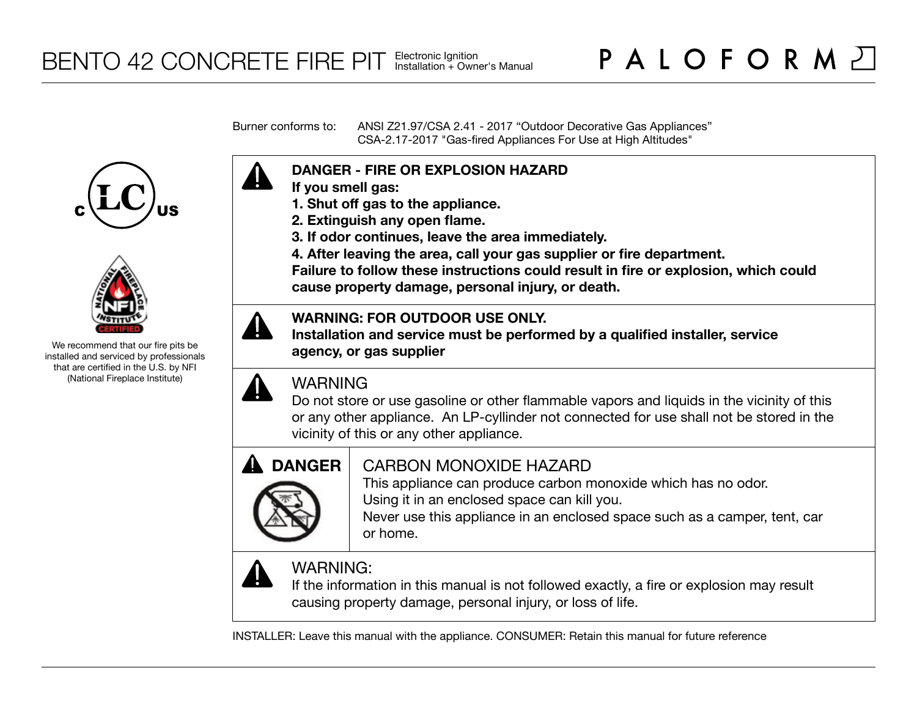# BENTO 42 CONCRETE FIRE PIT

Electronic Ignition
Installation + Owner's Manual

PALOFORM

Burner conforms to: ANSI Z21.97/CSA 2.41 - 2017 "Outdoor Decorative Gas Appliances"
CSA-2.17-2017 "Gas-fired Appliances For Use at High Altitudes"

We recommend that our fire pits be installed and serviced by professionals that are certified in the U.S. by NFI (National Fireplace Institute)

**DANGER - FIRE OR EXPLOSION HAZARD**
**If you smell gas:**
**1. Shut off gas to the appliance.**
**2. Extinguish any open flame.**
**3. If odor continues, leave the area immediately.**
**4. After leaving the area, call your gas supplier or fire department.**
**Failure to follow these instructions could result in fire or explosion, which could cause property damage, personal injury, or death.**

**WARNING: FOR OUTDOOR USE ONLY.**
**Installation and service must be performed by a qualified installer, service agency, or gas supplier**

WARNING
Do not store or use gasoline or other flammable vapors and liquids in the vicinity of this or any other appliance. An LP-cyllinder not connected for use shall not be stored in the vicinity of this or any other appliance.

**DANGER**

CARBON MONOXIDE HAZARD
This appliance can produce carbon monoxide which has no odor.
Using it in an enclosed space can kill you.
Never use this appliance in an enclosed space such as a camper, tent, car or home.

WARNING:
If the information in this manual is not followed exactly, a fire or explosion may result causing property damage, personal injury, or loss of life.

INSTALLER: Leave this manual with the appliance. CONSUMER: Retain this manual for future reference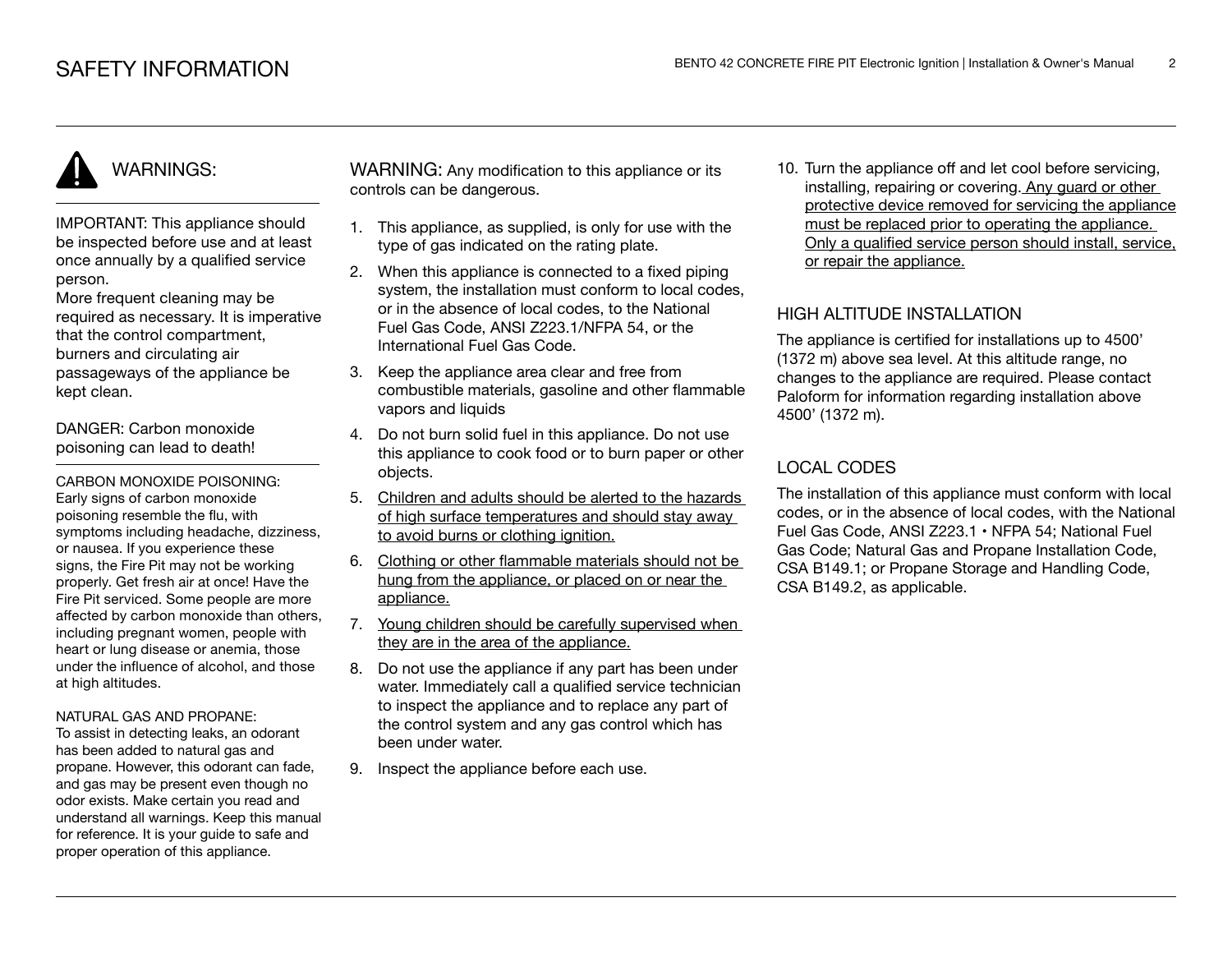# SAFETY INFORMATION

## WARNINGS:

IMPORTANT: This appliance should be inspected before use and at least once annually by a qualified service person.
More frequent cleaning may be required as necessary. It is imperative that the control compartment, burners and circulating air passageways of the appliance be kept clean.

DANGER: Carbon monoxide poisoning can lead to death!

CARBON MONOXIDE POISONING:
Early signs of carbon monoxide poisoning resemble the flu, with symptoms including headache, dizziness, or nausea. If you experience these signs, the Fire Pit may not be working properly. Get fresh air at once! Have the Fire Pit serviced. Some people are more affected by carbon monoxide than others, including pregnant women, people with heart or lung disease or anemia, those under the influence of alcohol, and those at high altitudes.

NATURAL GAS AND PROPANE:
To assist in detecting leaks, an odorant has been added to natural gas and propane. However, this odorant can fade, and gas may be present even though no odor exists. Make certain you read and understand all warnings. Keep this manual for reference. It is your guide to safe and proper operation of this appliance.

WARNING: Any modification to this appliance or its controls can be dangerous.

1. This appliance, as supplied, is only for use with the type of gas indicated on the rating plate.
2. When this appliance is connected to a fixed piping system, the installation must conform to local codes, or in the absence of local codes, to the National Fuel Gas Code, ANSI Z223.1/NFPA 54, or the International Fuel Gas Code.
3. Keep the appliance area clear and free from combustible materials, gasoline and other flammable vapors and liquids
4. Do not burn solid fuel in this appliance. Do not use this appliance to cook food or to burn paper or other objects.
5. <u>Children and adults should be alerted to the hazards of high surface temperatures and should stay away to avoid burns or clothing ignition.</u>
6. <u>Clothing or other flammable materials should not be hung from the appliance, or placed on or near the appliance.</u>
7. <u>Young children should be carefully supervised when they are in the area of the appliance.</u>
8. Do not use the appliance if any part has been under water. Immediately call a qualified service technician to inspect the appliance and to replace any part of the control system and any gas control which has been under water.
9. Inspect the appliance before each use.
10. Turn the appliance off and let cool before servicing, installing, repairing or covering. <u>Any guard or other protective device removed for servicing the appliance must be replaced prior to operating the appliance. Only a qualified service person should install, service, or repair the appliance.</u>

## HIGH ALTITUDE INSTALLATION

The appliance is certified for installations up to 4500’ (1372 m) above sea level. At this altitude range, no changes to the appliance are required. Please contact Paloform for information regarding installation above 4500’ (1372 m).

## LOCAL CODES

The installation of this appliance must conform with local codes, or in the absence of local codes, with the National Fuel Gas Code, ANSI Z223.1 • NFPA 54; National Fuel Gas Code; Natural Gas and Propane Installation Code, CSA B149.1; or Propane Storage and Handling Code, CSA B149.2, as applicable.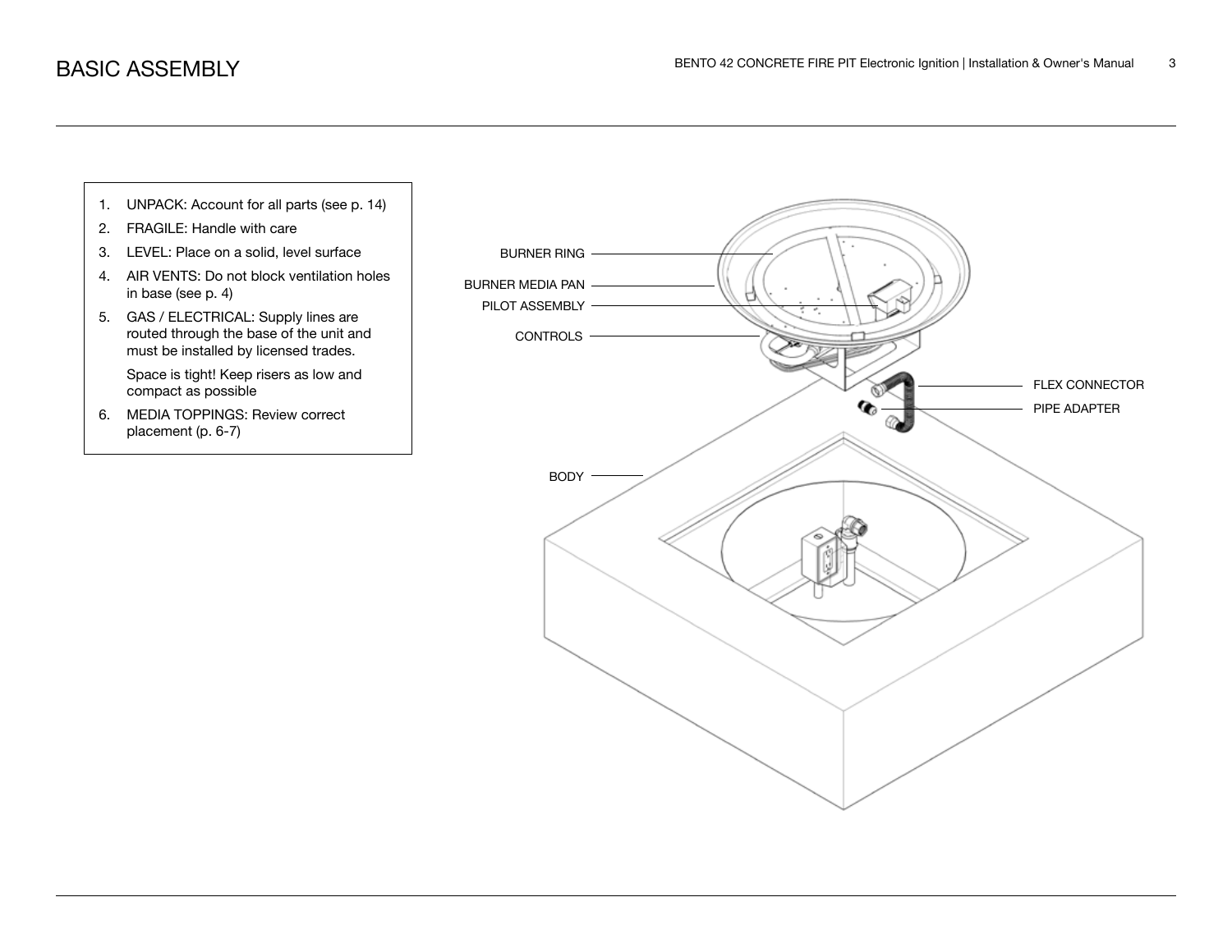# BASIC ASSEMBLY

1. UNPACK: Account for all parts (see p. 14)
2. FRAGILE: Handle with care
3. LEVEL: Place on a solid, level surface
4. AIR VENTS: Do not block ventilation holes in base (see p. 4)
5. GAS / ELECTRICAL: Supply lines are routed through the base of the unit and must be installed by licensed trades.

   Space is tight! Keep risers as low and compact as possible
6. MEDIA TOPPINGS: Review correct placement (p. 6-7)

BURNER RING

BURNER MEDIA PAN

PILOT ASSEMBLY

CONTROLS

FLEX CONNECTOR

PIPE ADAPTER

BODY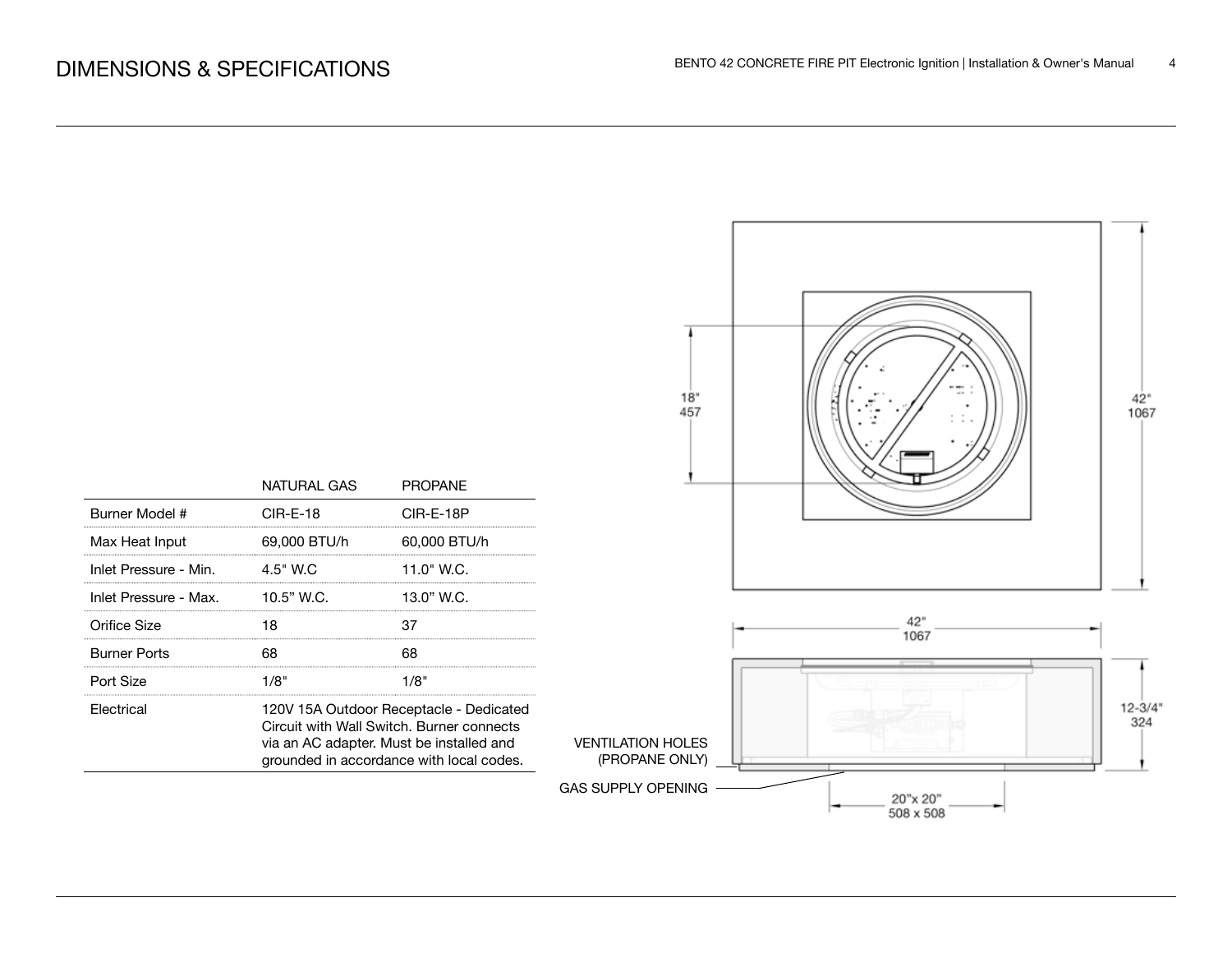# DIMENSIONS & SPECIFICATIONS

| | NATURAL GAS | PROPANE |
|---|---|---|
| Burner Model # | CIR-E-18 | CIR-E-18P |
| Max Heat Input | 69,000 BTU/h | 60,000 BTU/h |
| Inlet Pressure - Min. | 4.5" W.C | 11.0" W.C. |
| Inlet Pressure - Max. | 10.5" W.C. | 13.0" W.C. |
| Orifice Size | 18 | 37 |
| Burner Ports | 68 | 68 |
| Port Size | 1/8" | 1/8" |
| Electrical | 120V 15A Outdoor Receptacle - Dedicated Circuit with Wall Switch. Burner connects via an AC adapter. Must be installed and grounded in accordance with local codes. | |

18"
457

42"
1067

42"
1067

12-3/4"
324

VENTILATION HOLES (PROPANE ONLY)

GAS SUPPLY OPENING

20"x 20"
508 x 508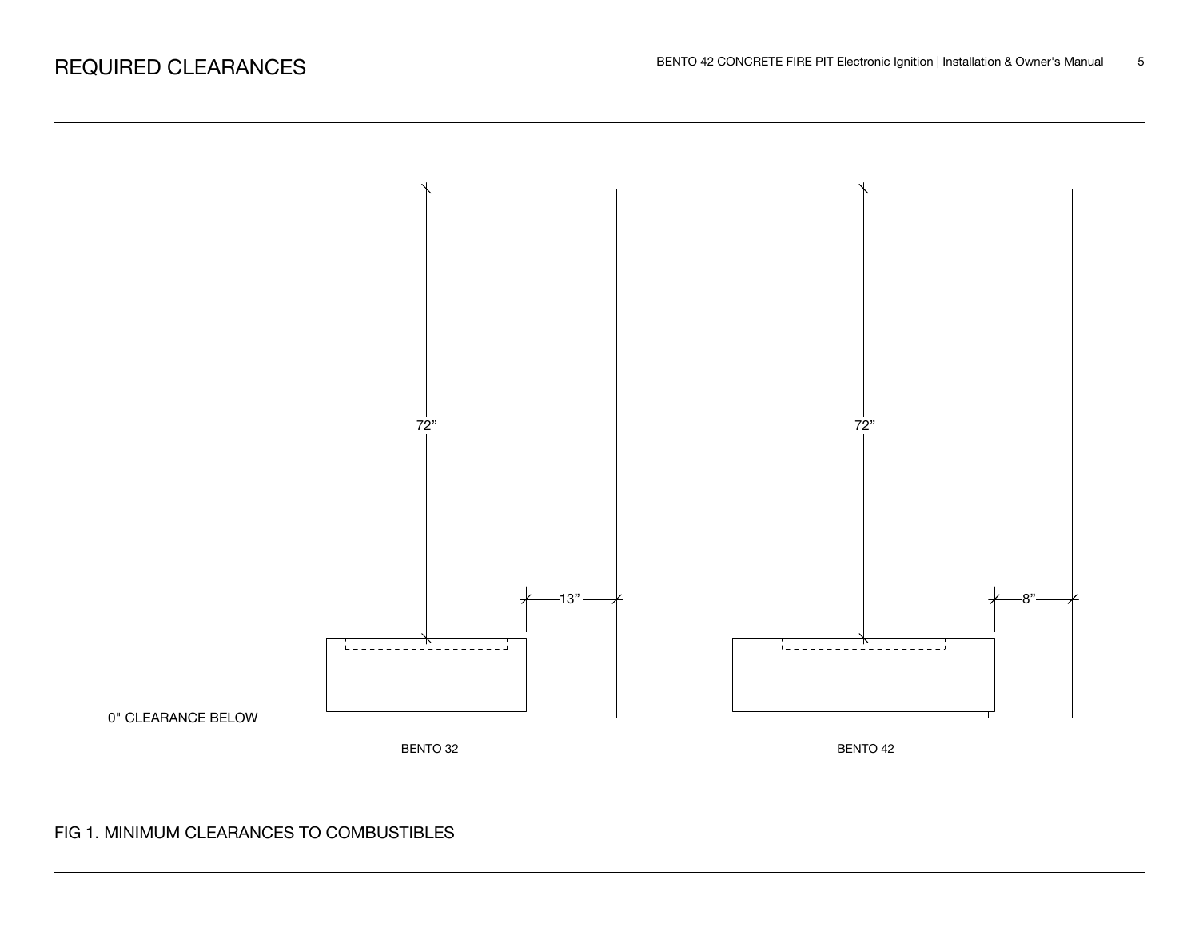# REQUIRED CLEARANCES

72”

72”

13”

8”

0" CLEARANCE BELOW

BENTO 32

BENTO 42

FIG 1. MINIMUM CLEARANCES TO COMBUSTIBLES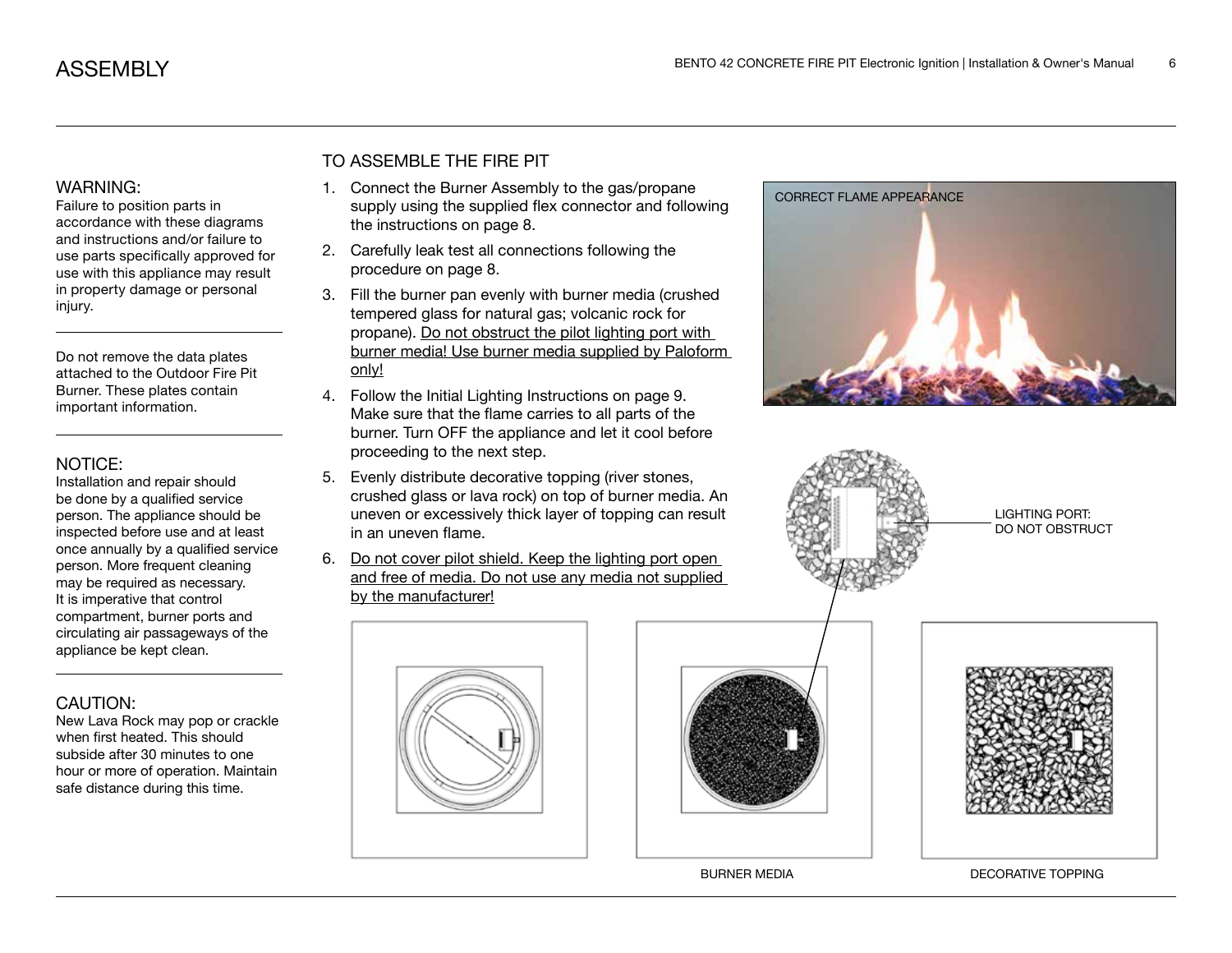# ASSEMBLY

### WARNING:

Failure to position parts in accordance with these diagrams and instructions and/or failure to use parts specifically approved for use with this appliance may result in property damage or personal injury.

---

Do not remove the data plates attached to the Outdoor Fire Pit Burner. These plates contain important information.

---

### NOTICE:

Installation and repair should be done by a qualified service person. The appliance should be inspected before use and at least once annually by a qualified service person. More frequent cleaning may be required as necessary. It is imperative that control compartment, burner ports and circulating air passageways of the appliance be kept clean.

---

### CAUTION:

New Lava Rock may pop or crackle when first heated. This should subside after 30 minutes to one hour or more of operation. Maintain safe distance during this time.

## TO ASSEMBLE THE FIRE PIT

1. Connect the Burner Assembly to the gas/propane supply using the supplied flex connector and following the instructions on page 8.
2. Carefully leak test all connections following the procedure on page 8.
3. Fill the burner pan evenly with burner media (crushed tempered glass for natural gas; volcanic rock for propane). Do not obstruct the pilot lighting port with burner media! Use burner media supplied by Paloform only!
4. Follow the Initial Lighting Instructions on page 9. Make sure that the flame carries to all parts of the burner. Turn OFF the appliance and let it cool before proceeding to the next step.
5. Evenly distribute decorative topping (river stones, crushed glass or lava rock) on top of burner media. An uneven or excessively thick layer of topping can result in an uneven flame.
6. Do not cover pilot shield. Keep the lighting port open and free of media. Do not use any media not supplied by the manufacturer!

CORRECT FLAME APPEARANCE

LIGHTING PORT: DO NOT OBSTRUCT

BURNER MEDIA

DECORATIVE TOPPING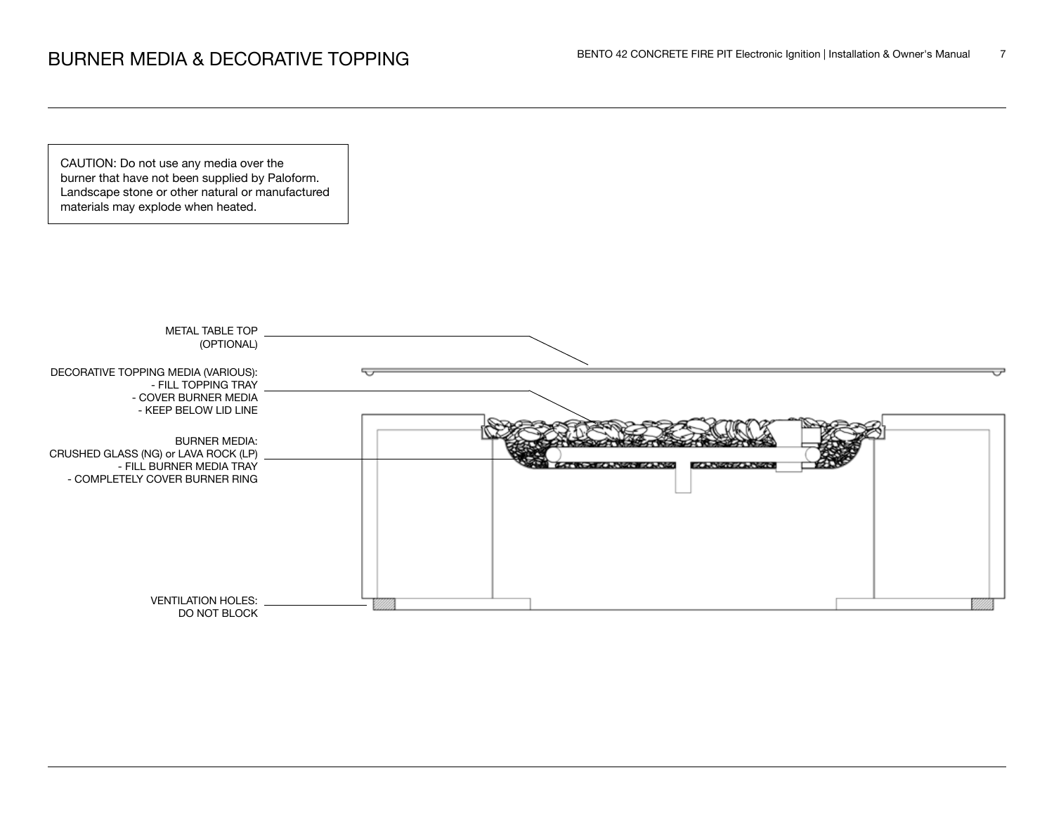# BURNER MEDIA & DECORATIVE TOPPING

CAUTION: Do not use any media over the burner that have not been supplied by Paloform. Landscape stone or other natural or manufactured materials may explode when heated.

METAL TABLE TOP (OPTIONAL)

DECORATIVE TOPPING MEDIA (VARIOUS):
- FILL TOPPING TRAY
- COVER BURNER MEDIA
- KEEP BELOW LID LINE

BURNER MEDIA:
CRUSHED GLASS (NG) or LAVA ROCK (LP)
- FILL BURNER MEDIA TRAY
- COMPLETELY COVER BURNER RING

VENTILATION HOLES: DO NOT BLOCK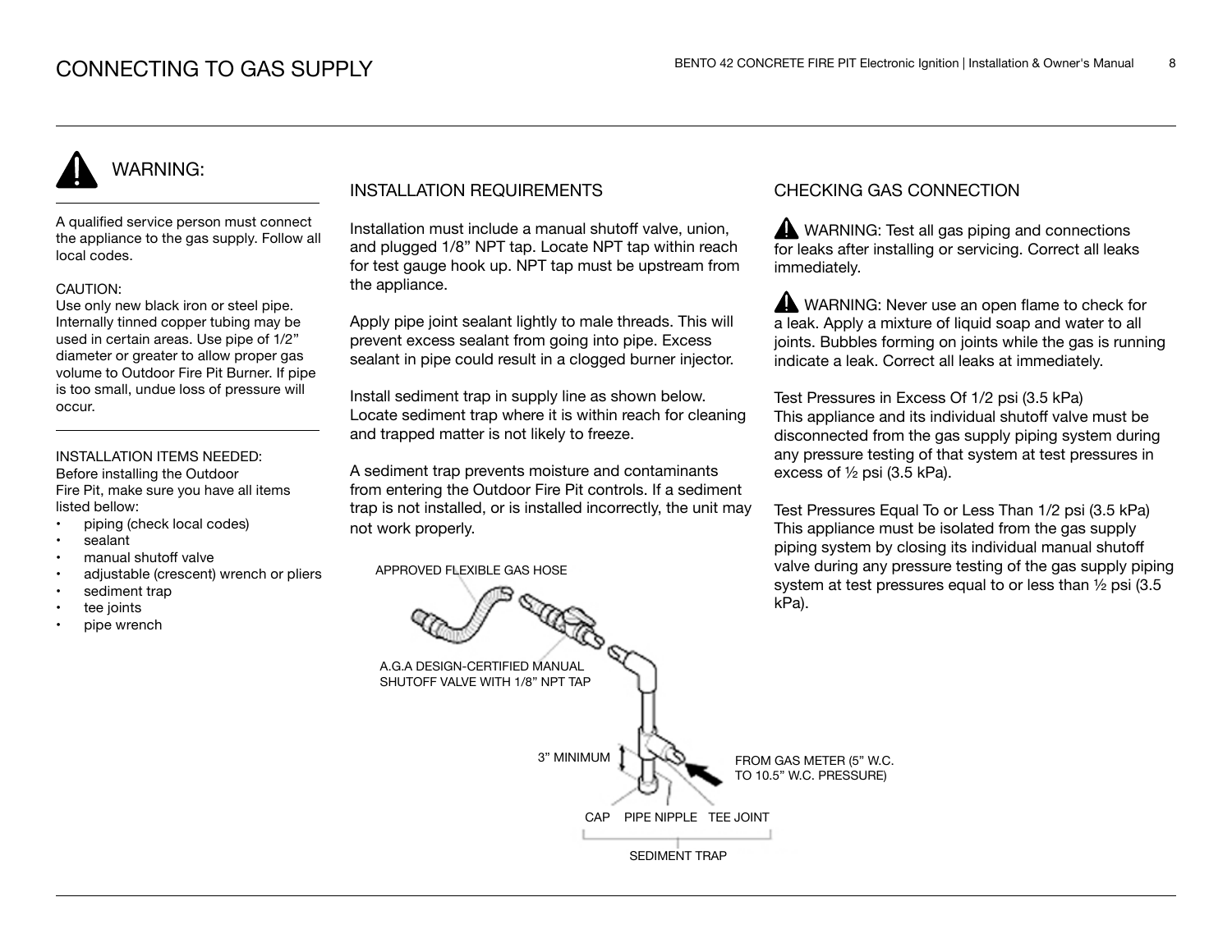# CONNECTING TO GAS SUPPLY

## WARNING:

A qualified service person must connect the appliance to the gas supply. Follow all local codes.

CAUTION:
Use only new black iron or steel pipe. Internally tinned copper tubing may be used in certain areas. Use pipe of 1/2" diameter or greater to allow proper gas volume to Outdoor Fire Pit Burner. If pipe is too small, undue loss of pressure will occur.

INSTALLATION ITEMS NEEDED:
Before installing the Outdoor Fire Pit, make sure you have all items listed bellow:

- piping (check local codes)
- sealant
- manual shutoff valve
- adjustable (crescent) wrench or pliers
- sediment trap
- tee joints
- pipe wrench

## INSTALLATION REQUIREMENTS

Installation must include a manual shutoff valve, union, and plugged 1/8" NPT tap. Locate NPT tap within reach for test gauge hook up. NPT tap must be upstream from the appliance.

Apply pipe joint sealant lightly to male threads. This will prevent excess sealant from going into pipe. Excess sealant in pipe could result in a clogged burner injector.

Install sediment trap in supply line as shown below. Locate sediment trap where it is within reach for cleaning and trapped matter is not likely to freeze.

A sediment trap prevents moisture and contaminants from entering the Outdoor Fire Pit controls. If a sediment trap is not installed, or is installed incorrectly, the unit may not work properly.

APPROVED FLEXIBLE GAS HOSE

A.G.A DESIGN-CERTIFIED MANUAL SHUTOFF VALVE WITH 1/8" NPT TAP

3" MINIMUM

FROM GAS METER (5" W.C. TO 10.5" W.C. PRESSURE)

CAP PIPE NIPPLE TEE JOINT

SEDIMENT TRAP

## CHECKING GAS CONNECTION

WARNING: Test all gas piping and connections for leaks after installing or servicing. Correct all leaks immediately.

WARNING: Never use an open flame to check for a leak. Apply a mixture of liquid soap and water to all joints. Bubbles forming on joints while the gas is running indicate a leak. Correct all leaks at immediately.

Test Pressures in Excess Of 1/2 psi (3.5 kPa)
This appliance and its individual shutoff valve must be disconnected from the gas supply piping system during any pressure testing of that system at test pressures in excess of ½ psi (3.5 kPa).

Test Pressures Equal To or Less Than 1/2 psi (3.5 kPa)
This appliance must be isolated from the gas supply piping system by closing its individual manual shutoff valve during any pressure testing of the gas supply piping system at test pressures equal to or less than ½ psi (3.5 kPa).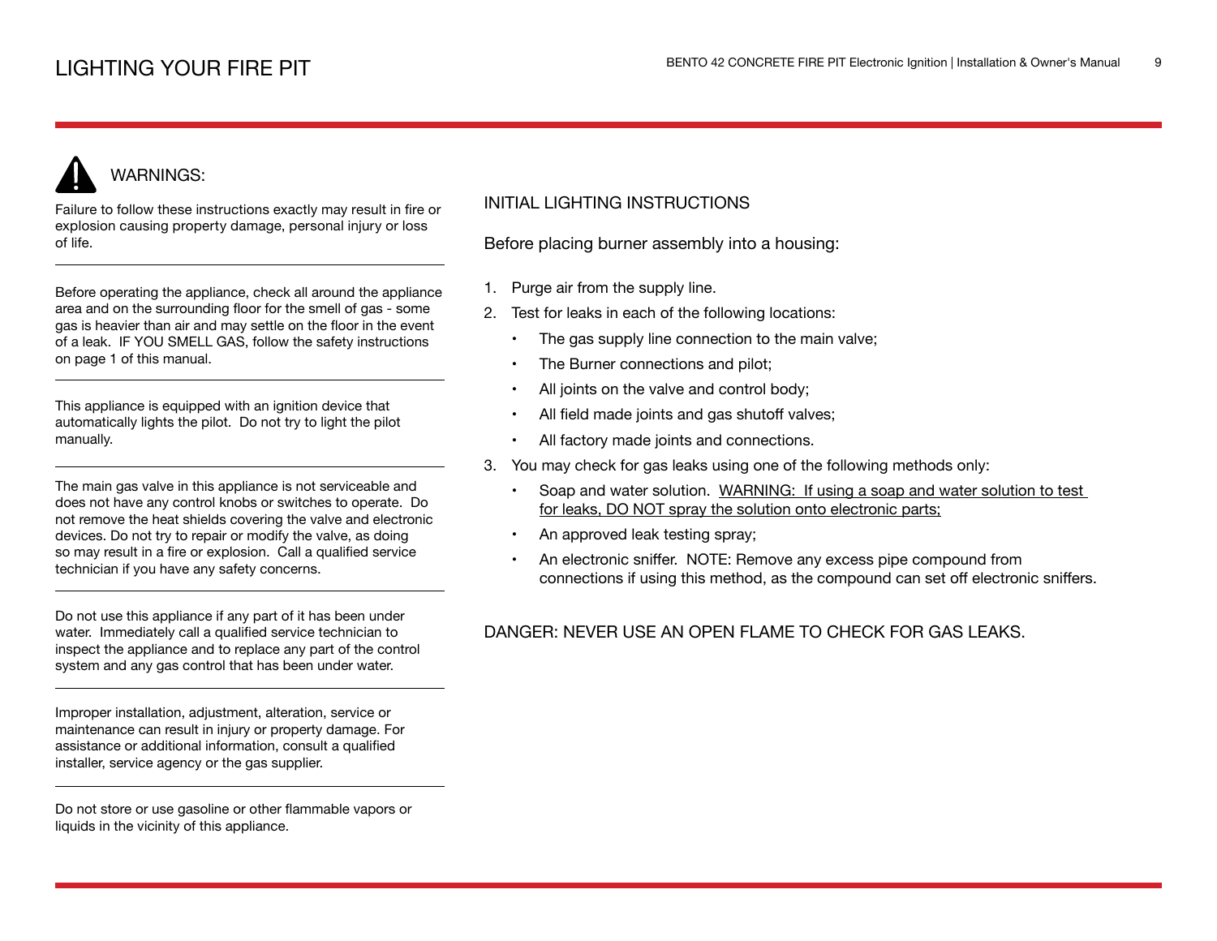# LIGHTING YOUR FIRE PIT

## WARNINGS:

Failure to follow these instructions exactly may result in fire or explosion causing property damage, personal injury or loss of life.

---

Before operating the appliance, check all around the appliance area and on the surrounding floor for the smell of gas - some gas is heavier than air and may settle on the floor in the event of a leak. IF YOU SMELL GAS, follow the safety instructions on page 1 of this manual.

---

This appliance is equipped with an ignition device that automatically lights the pilot. Do not try to light the pilot manually.

---

The main gas valve in this appliance is not serviceable and does not have any control knobs or switches to operate. Do not remove the heat shields covering the valve and electronic devices. Do not try to repair or modify the valve, as doing so may result in a fire or explosion. Call a qualified service technician if you have any safety concerns.

---

Do not use this appliance if any part of it has been under water. Immediately call a qualified service technician to inspect the appliance and to replace any part of the control system and any gas control that has been under water.

---

Improper installation, adjustment, alteration, service or maintenance can result in injury or property damage. For assistance or additional information, consult a qualified installer, service agency or the gas supplier.

---

Do not store or use gasoline or other flammable vapors or liquids in the vicinity of this appliance.

## INITIAL LIGHTING INSTRUCTIONS

Before placing burner assembly into a housing:

1. Purge air from the supply line.
2. Test for leaks in each of the following locations:
   - The gas supply line connection to the main valve;
   - The Burner connections and pilot;
   - All joints on the valve and control body;
   - All field made joints and gas shutoff valves;
   - All factory made joints and connections.
3. You may check for gas leaks using one of the following methods only:
   - Soap and water solution. <u>WARNING: If using a soap and water solution to test for leaks, DO NOT spray the solution onto electronic parts;</u>
   - An approved leak testing spray;
   - An electronic sniffer. NOTE: Remove any excess pipe compound from connections if using this method, as the compound can set off electronic sniffers.

DANGER: NEVER USE AN OPEN FLAME TO CHECK FOR GAS LEAKS.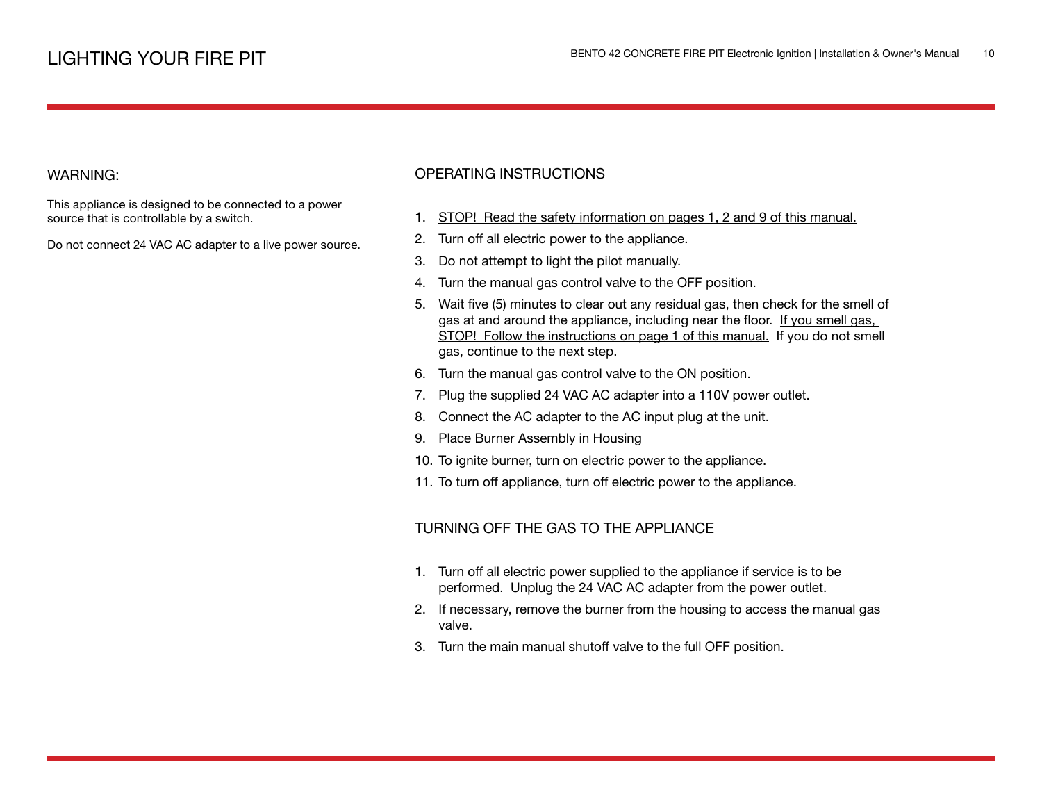# LIGHTING YOUR FIRE PIT

## WARNING:

This appliance is designed to be connected to a power source that is controllable by a switch.

Do not connect 24 VAC AC adapter to a live power source.

## OPERATING INSTRUCTIONS

1. STOP! Read the safety information on pages 1, 2 and 9 of this manual.
2. Turn off all electric power to the appliance.
3. Do not attempt to light the pilot manually.
4. Turn the manual gas control valve to the OFF position.
5. Wait five (5) minutes to clear out any residual gas, then check for the smell of gas at and around the appliance, including near the floor. If you smell gas, STOP! Follow the instructions on page 1 of this manual. If you do not smell gas, continue to the next step.
6. Turn the manual gas control valve to the ON position.
7. Plug the supplied 24 VAC AC adapter into a 110V power outlet.
8. Connect the AC adapter to the AC input plug at the unit.
9. Place Burner Assembly in Housing
10. To ignite burner, turn on electric power to the appliance.
11. To turn off appliance, turn off electric power to the appliance.

## TURNING OFF THE GAS TO THE APPLIANCE

1. Turn off all electric power supplied to the appliance if service is to be performed. Unplug the 24 VAC AC adapter from the power outlet.
2. If necessary, remove the burner from the housing to access the manual gas valve.
3. Turn the main manual shutoff valve to the full OFF position.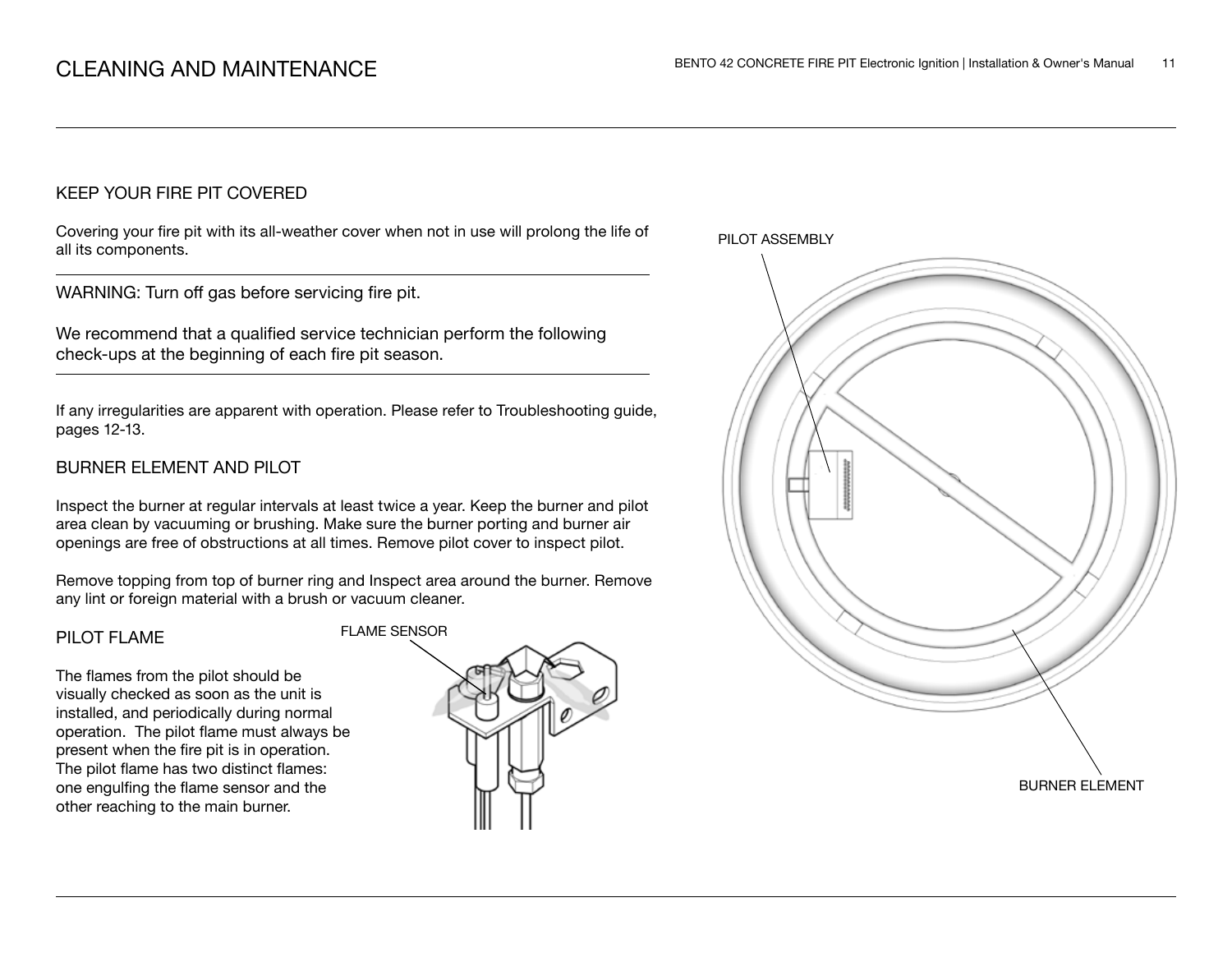# CLEANING AND MAINTENANCE

## KEEP YOUR FIRE PIT COVERED

Covering your fire pit with its all-weather cover when not in use will prolong the life of all its components.

WARNING: Turn off gas before servicing fire pit.

We recommend that a qualified service technician perform the following check-ups at the beginning of each fire pit season.

If any irregularities are apparent with operation. Please refer to Troubleshooting guide, pages 12-13.

## BURNER ELEMENT AND PILOT

Inspect the burner at regular intervals at least twice a year. Keep the burner and pilot area clean by vacuuming or brushing. Make sure the burner porting and burner air openings are free of obstructions at all times. Remove pilot cover to inspect pilot.

Remove topping from top of burner ring and Inspect area around the burner. Remove any lint or foreign material with a brush or vacuum cleaner.

## PILOT FLAME

The flames from the pilot should be visually checked as soon as the unit is installed, and periodically during normal operation. The pilot flame must always be present when the fire pit is in operation. The pilot flame has two distinct flames: one engulfing the flame sensor and the other reaching to the main burner.

FLAME SENSOR

PILOT ASSEMBLY

BURNER ELEMENT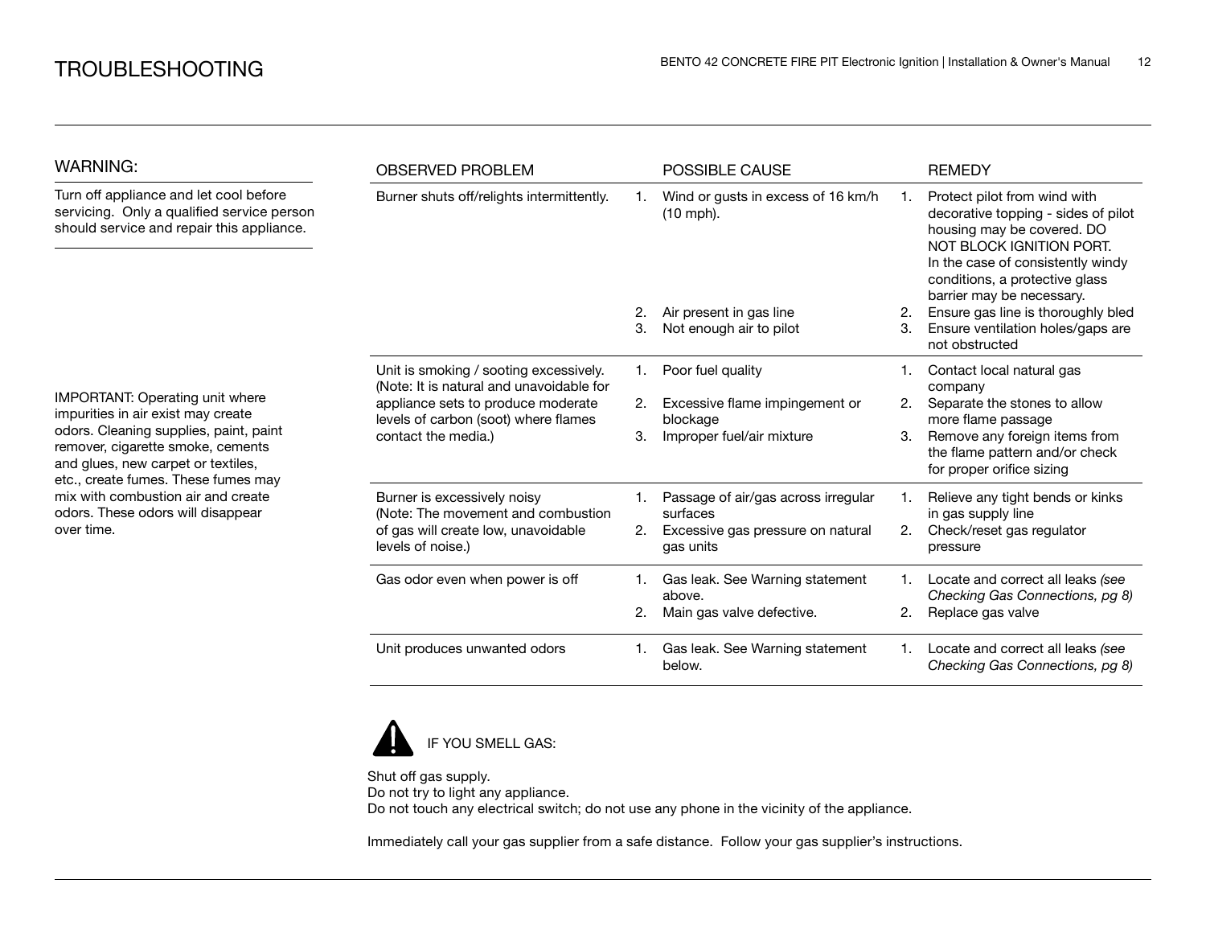# TROUBLESHOOTING

## WARNING:

Turn off appliance and let cool before servicing. Only a qualified service person should service and repair this appliance.

IMPORTANT: Operating unit where impurities in air exist may create odors. Cleaning supplies, paint, paint remover, cigarette smoke, cements and glues, new carpet or textiles, etc., create fumes. These fumes may mix with combustion air and create odors. These odors will disappear over time.

| OBSERVED PROBLEM | POSSIBLE CAUSE | REMEDY |
| --- | --- | --- |
| Burner shuts off/relights intermittently. | 1. Wind or gusts in excess of 16 km/h (10 mph).<br>2. Air present in gas line<br>3. Not enough air to pilot | 1. Protect pilot from wind with decorative topping - sides of pilot housing may be covered. DO NOT BLOCK IGNITION PORT. In the case of consistently windy conditions, a protective glass barrier may be necessary.<br>2. Ensure gas line is thoroughly bled<br>3. Ensure ventilation holes/gaps are not obstructed |
| Unit is smoking / sooting excessively. (Note: It is natural and unavoidable for appliance sets to produce moderate levels of carbon (soot) where flames contact the media.) | 1. Poor fuel quality<br>2. Excessive flame impingement or blockage<br>3. Improper fuel/air mixture | 1. Contact local natural gas company<br>2. Separate the stones to allow more flame passage<br>3. Remove any foreign items from the flame pattern and/or check for proper orifice sizing |
| Burner is excessively noisy (Note: The movement and combustion of gas will create low, unavoidable levels of noise.) | 1. Passage of air/gas across irregular surfaces<br>2. Excessive gas pressure on natural gas units | 1. Relieve any tight bends or kinks in gas supply line<br>2. Check/reset gas regulator pressure |
| Gas odor even when power is off | 1. Gas leak. See Warning statement above.<br>2. Main gas valve defective. | 1. Locate and correct all leaks *(see Checking Gas Connections, pg 8)*<br>2. Replace gas valve |
| Unit produces unwanted odors | 1. Gas leak. See Warning statement below. | 1. Locate and correct all leaks *(see Checking Gas Connections, pg 8)* |

IF YOU SMELL GAS:

Shut off gas supply.
Do not try to light any appliance.
Do not touch any electrical switch; do not use any phone in the vicinity of the appliance.

Immediately call your gas supplier from a safe distance. Follow your gas supplier's instructions.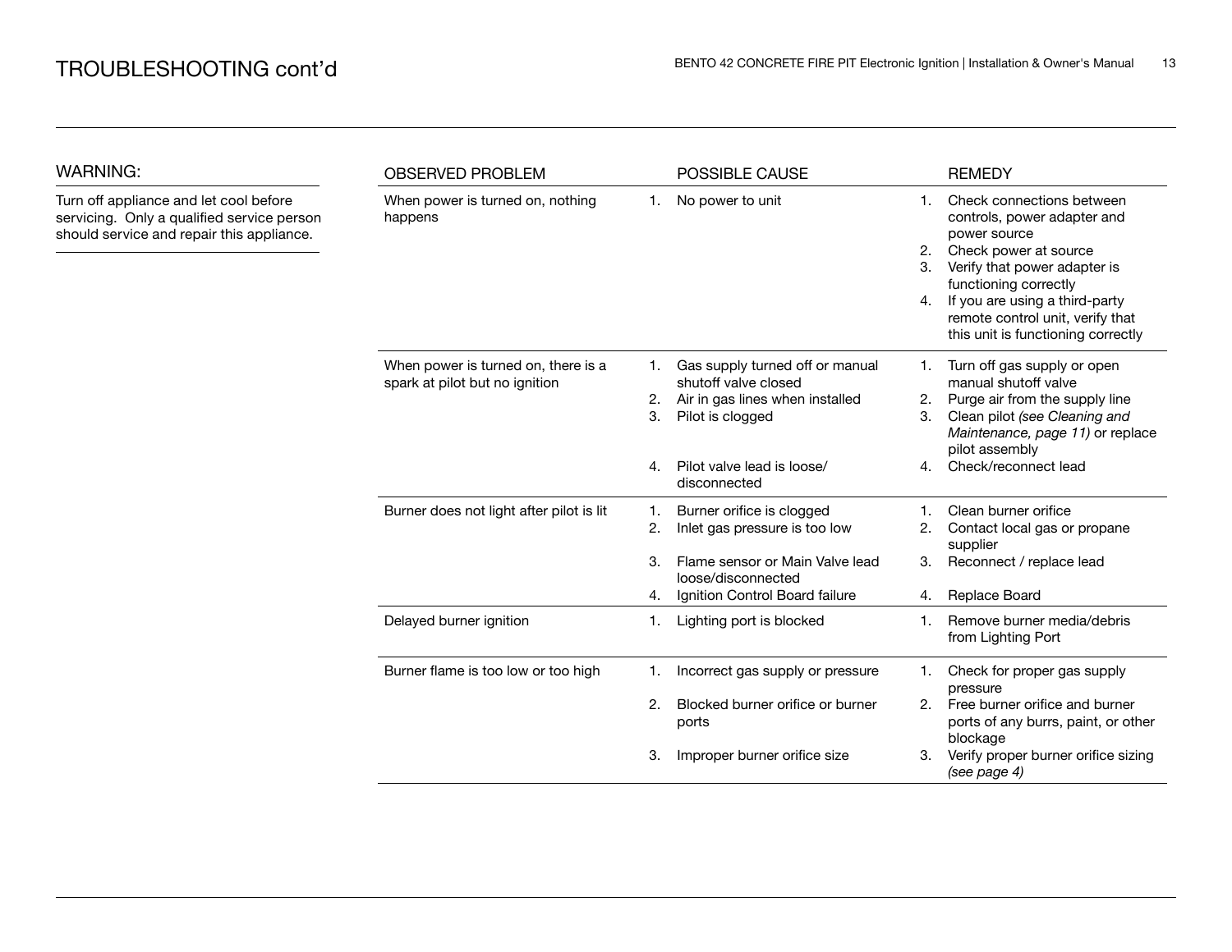# TROUBLESHOOTING cont'd

## WARNING:

Turn off appliance and let cool before servicing. Only a qualified service person should service and repair this appliance.

| OBSERVED PROBLEM | POSSIBLE CAUSE | REMEDY |
|---|---|---|
| When power is turned on, nothing happens | 1. No power to unit | 1. Check connections between controls, power adapter and power source<br>2. Check power at source<br>3. Verify that power adapter is functioning correctly<br>4. If you are using a third-party remote control unit, verify that this unit is functioning correctly |
| When power is turned on, there is a spark at pilot but no ignition | 1. Gas supply turned off or manual shutoff valve closed<br>2. Air in gas lines when installed<br>3. Pilot is clogged<br>4. Pilot valve lead is loose/ disconnected | 1. Turn off gas supply or open manual shutoff valve<br>2. Purge air from the supply line<br>3. Clean pilot *(see Cleaning and Maintenance, page 11)* or replace pilot assembly<br>4. Check/reconnect lead |
| Burner does not light after pilot is lit | 1. Burner orifice is clogged<br>2. Inlet gas pressure is too low<br>3. Flame sensor or Main Valve lead loose/disconnected<br>4. Ignition Control Board failure | 1. Clean burner orifice<br>2. Contact local gas or propane supplier<br>3. Reconnect / replace lead<br>4. Replace Board |
| Delayed burner ignition | 1. Lighting port is blocked | 1. Remove burner media/debris from Lighting Port |
| Burner flame is too low or too high | 1. Incorrect gas supply or pressure<br>2. Blocked burner orifice or burner ports<br>3. Improper burner orifice size | 1. Check for proper gas supply pressure<br>2. Free burner orifice and burner ports of any burrs, paint, or other blockage<br>3. Verify proper burner orifice sizing *(see page 4)* |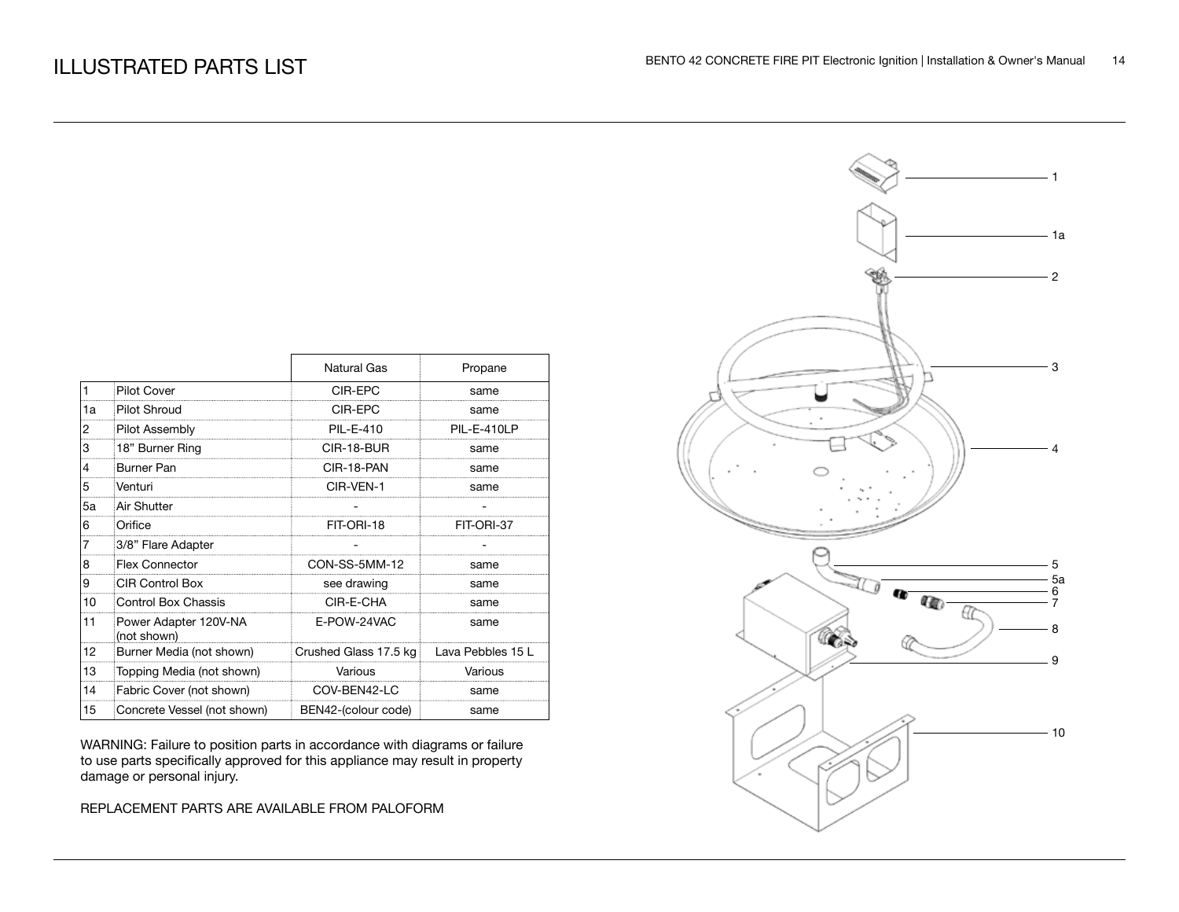# ILLUSTRATED PARTS LIST

| | | Natural Gas | Propane |
|---|---|---|---|
| 1 | Pilot Cover | CIR-EPC | same |
| 1a | Pilot Shroud | CIR-EPC | same |
| 2 | Pilot Assembly | PIL-E-410 | PIL-E-410LP |
| 3 | 18” Burner Ring | CIR-18-BUR | same |
| 4 | Burner Pan | CIR-18-PAN | same |
| 5 | Venturi | CIR-VEN-1 | same |
| 5a | Air Shutter | - | - |
| 6 | Orifice | FIT-ORI-18 | FIT-ORI-37 |
| 7 | 3/8” Flare Adapter | - | - |
| 8 | Flex Connector | CON-SS-5MM-12 | same |
| 9 | CIR Control Box | see drawing | same |
| 10 | Control Box Chassis | CIR-E-CHA | same |
| 11 | Power Adapter 120V-NA (not shown) | E-POW-24VAC | same |
| 12 | Burner Media (not shown) | Crushed Glass 17.5 kg | Lava Pebbles 15 L |
| 13 | Topping Media (not shown) | Various | Various |
| 14 | Fabric Cover (not shown) | COV-BEN42-LC | same |
| 15 | Concrete Vessel (not shown) | BEN42-(colour code) | same |

WARNING: Failure to position parts in accordance with diagrams or failure to use parts specifically approved for this appliance may result in property damage or personal injury.

REPLACEMENT PARTS ARE AVAILABLE FROM PALOFORM

1
1a
2
3
4
5
5a
6
7
8
9
10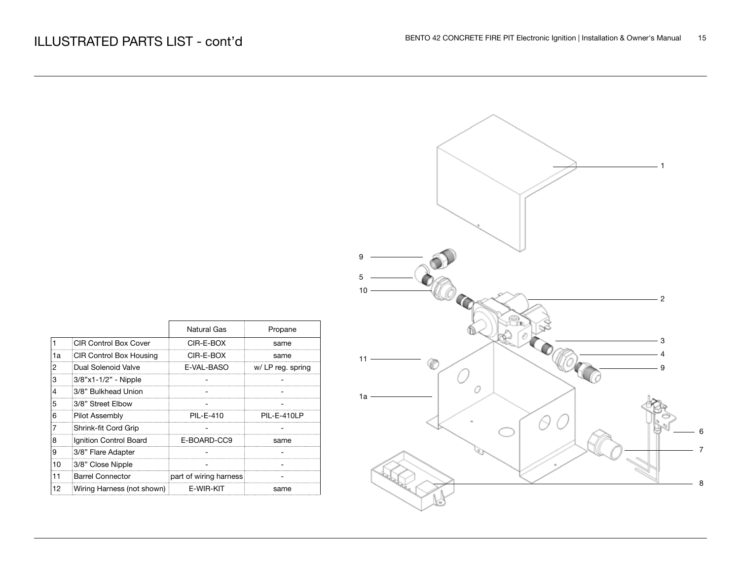# ILLUSTRATED PARTS LIST - cont'd

| | | Natural Gas | Propane |
|---|---|---|---|
| 1 | CIR Control Box Cover | CIR-E-BOX | same |
| 1a | CIR Control Box Housing | CIR-E-BOX | same |
| 2 | Dual Solenoid Valve | E-VAL-BASO | w/ LP reg. spring |
| 3 | 3/8"x1-1/2" - Nipple | - | - |
| 4 | 3/8" Bulkhead Union | - | - |
| 5 | 3/8" Street Elbow | - | - |
| 6 | Pilot Assembly | PIL-E-410 | PIL-E-410LP |
| 7 | Shrink-fit Cord Grip | - | - |
| 8 | Ignition Control Board | E-BOARD-CC9 | same |
| 9 | 3/8" Flare Adapter | - | - |
| 10 | 3/8" Close Nipple | - | - |
| 11 | Barrel Connector | part of wiring harness | - |
| 12 | Wiring Harness (not shown) | E-WIR-KIT | same |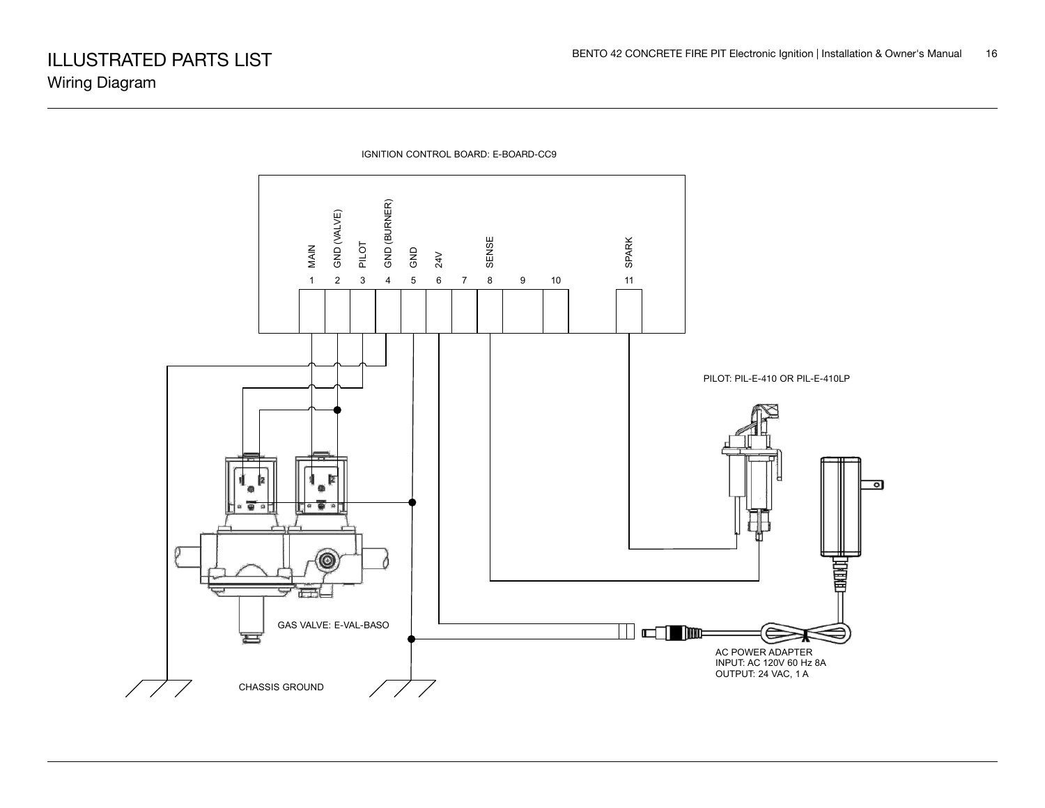# ILLUSTRATED PARTS LIST

## Wiring Diagram

IGNITION CONTROL BOARD: E-BOARD-CC9

| 1 | 2 | 3 | 4 | 5 | 6 | 7 | 8 | 9 | 10 | 11 |
|---|---|---|---|---|---|---|---|---|---|---|
| MAIN | GND (VALVE) | PILOT | GND (BURNER) | GND | 24V | | SENSE | | | SPARK |

PILOT: PIL-E-410 OR PIL-E-410LP

GAS VALVE: E-VAL-BASO

AC POWER ADAPTER
INPUT: AC 120V 60 Hz 8A
OUTPUT: 24 VAC, 1 A

CHASSIS GROUND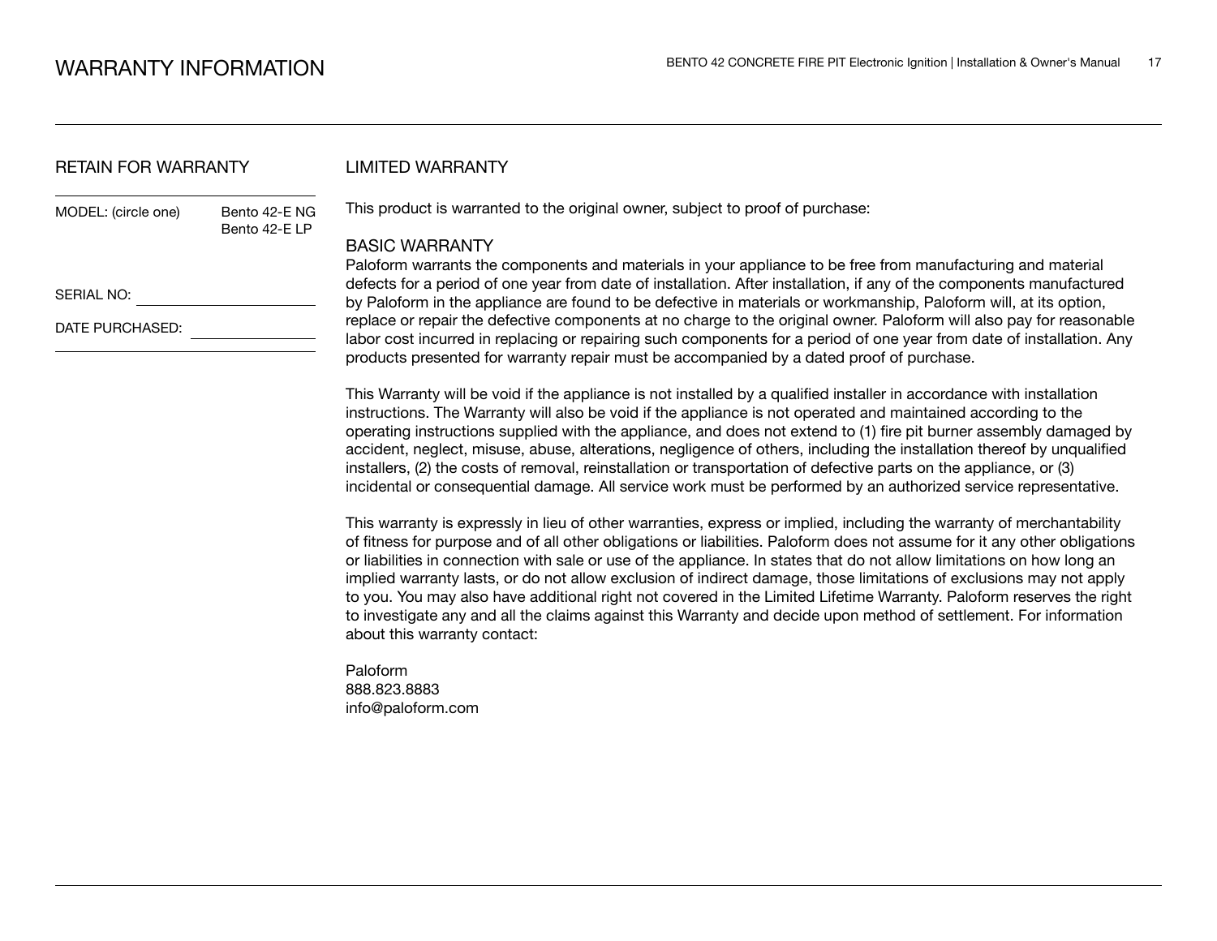# WARRANTY INFORMATION

## RETAIN FOR WARRANTY

| | |
|---|---|
| MODEL: (circle one) | Bento 42-E NG<br>Bento 42-E LP |
| SERIAL NO: | |
| DATE PURCHASED: | |

## LIMITED WARRANTY

This product is warranted to the original owner, subject to proof of purchase:

### BASIC WARRANTY

Paloform warrants the components and materials in your appliance to be free from manufacturing and material defects for a period of one year from date of installation. After installation, if any of the components manufactured by Paloform in the appliance are found to be defective in materials or workmanship, Paloform will, at its option, replace or repair the defective components at no charge to the original owner. Paloform will also pay for reasonable labor cost incurred in replacing or repairing such components for a period of one year from date of installation. Any products presented for warranty repair must be accompanied by a dated proof of purchase.

This Warranty will be void if the appliance is not installed by a qualified installer in accordance with installation instructions. The Warranty will also be void if the appliance is not operated and maintained according to the operating instructions supplied with the appliance, and does not extend to (1) fire pit burner assembly damaged by accident, neglect, misuse, abuse, alterations, negligence of others, including the installation thereof by unqualified installers, (2) the costs of removal, reinstallation or transportation of defective parts on the appliance, or (3) incidental or consequential damage. All service work must be performed by an authorized service representative.

This warranty is expressly in lieu of other warranties, express or implied, including the warranty of merchantability of fitness for purpose and of all other obligations or liabilities. Paloform does not assume for it any other obligations or liabilities in connection with sale or use of the appliance. In states that do not allow limitations on how long an implied warranty lasts, or do not allow exclusion of indirect damage, those limitations of exclusions may not apply to you. You may also have additional right not covered in the Limited Lifetime Warranty. Paloform reserves the right to investigate any and all the claims against this Warranty and decide upon method of settlement. For information about this warranty contact:

Paloform
888.823.8883
info@paloform.com